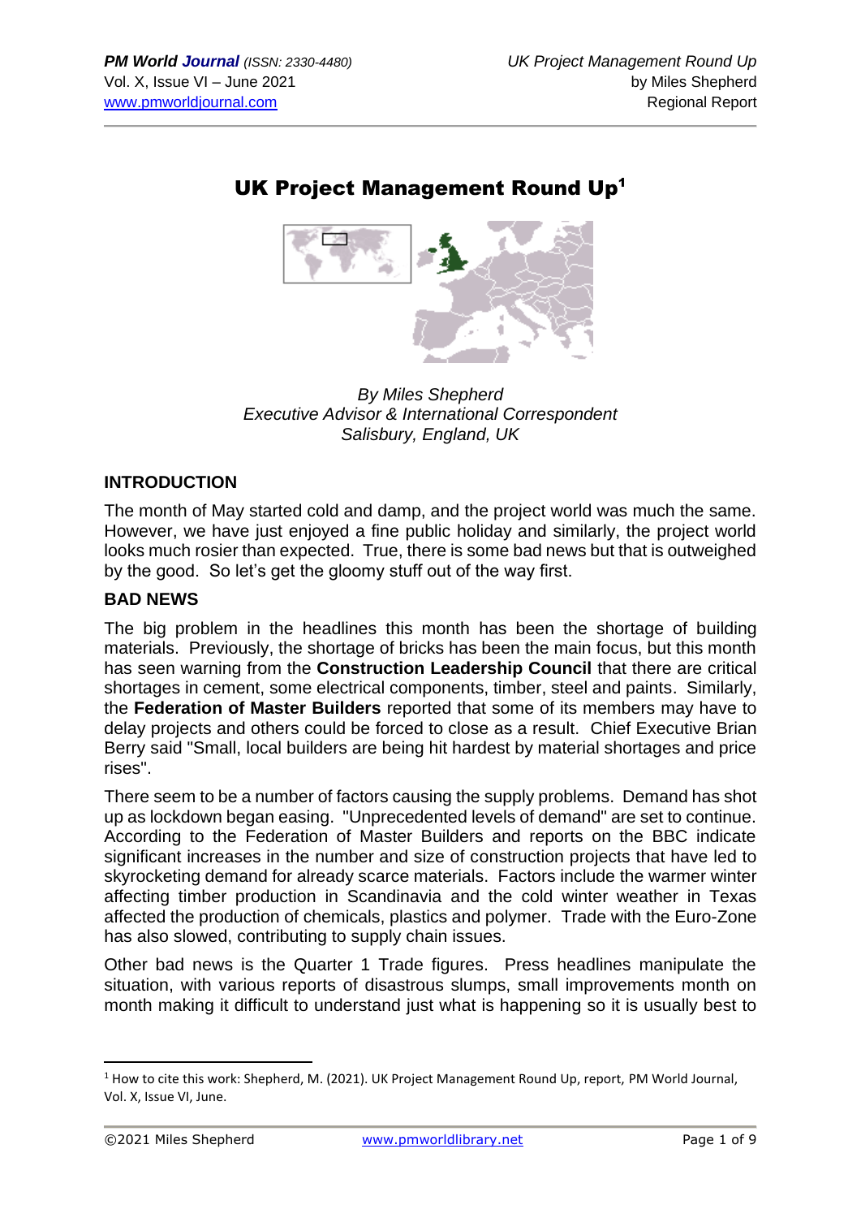# UK Project Management Round Up[1]

*By Miles Shepherd*
*Executive Advisor & International Correspondent*
*Salisbury, England, UK*

## INTRODUCTION

The month of May started cold and damp, and the project world was much the same. However, we have just enjoyed a fine public holiday and similarly, the project world looks much rosier than expected. True, there is some bad news but that is outweighed by the good. So let's get the gloomy stuff out of the way first.

## BAD NEWS

The big problem in the headlines this month has been the shortage of building materials. Previously, the shortage of bricks has been the main focus, but this month has seen warning from the **Construction Leadership Council** that there are critical shortages in cement, some electrical components, timber, steel and paints. Similarly, the **Federation of Master Builders** reported that some of its members may have to delay projects and others could be forced to close as a result. Chief Executive Brian Berry said "Small, local builders are being hit hardest by material shortages and price rises".

There seem to be a number of factors causing the supply problems. Demand has shot up as lockdown began easing. "Unprecedented levels of demand" are set to continue. According to the Federation of Master Builders and reports on the BBC indicate significant increases in the number and size of construction projects that have led to skyrocketing demand for already scarce materials. Factors include the warmer winter affecting timber production in Scandinavia and the cold winter weather in Texas affected the production of chemicals, plastics and polymer. Trade with the Euro-Zone has also slowed, contributing to supply chain issues.

Other bad news is the Quarter 1 Trade figures. Press headlines manipulate the situation, with various reports of disastrous slumps, small improvements month on month making it difficult to understand just what is happening so it is usually best to

---

[1] How to cite this work: Shepherd, M. (2021). UK Project Management Round Up, report, PM World Journal, Vol. X, Issue VI, June.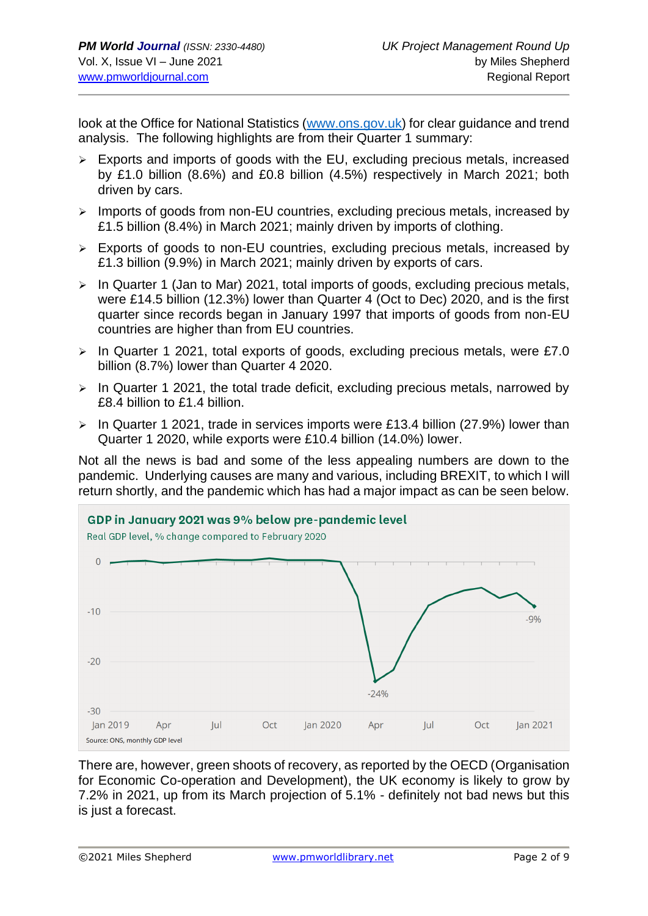look at the Office for National Statistics (www.ons.gov.uk) for clear guidance and trend analysis. The following highlights are from their Quarter 1 summary:

- Exports and imports of goods with the EU, excluding precious metals, increased by £1.0 billion (8.6%) and £0.8 billion (4.5%) respectively in March 2021; both driven by cars.
- Imports of goods from non-EU countries, excluding precious metals, increased by £1.5 billion (8.4%) in March 2021; mainly driven by imports of clothing.
- Exports of goods to non-EU countries, excluding precious metals, increased by £1.3 billion (9.9%) in March 2021; mainly driven by exports of cars.
- In Quarter 1 (Jan to Mar) 2021, total imports of goods, excluding precious metals, were £14.5 billion (12.3%) lower than Quarter 4 (Oct to Dec) 2020, and is the first quarter since records began in January 1997 that imports of goods from non-EU countries are higher than from EU countries.
- In Quarter 1 2021, total exports of goods, excluding precious metals, were £7.0 billion (8.7%) lower than Quarter 4 2020.
- In Quarter 1 2021, the total trade deficit, excluding precious metals, narrowed by £8.4 billion to £1.4 billion.
- In Quarter 1 2021, trade in services imports were £13.4 billion (27.9%) lower than Quarter 1 2020, while exports were £10.4 billion (14.0%) lower.

Not all the news is bad and some of the less appealing numbers are down to the pandemic. Underlying causes are many and various, including BREXIT, to which I will return shortly, and the pandemic which has had a major impact as can be seen below.

**GDP in January 2021 was 9% below pre-pandemic level**

Real GDP level, % change compared to February 2020

Source: ONS, monthly GDP level

There are, however, green shoots of recovery, as reported by the OECD (Organisation for Economic Co-operation and Development), the UK economy is likely to grow by 7.2% in 2021, up from its March projection of 5.1% - definitely not bad news but this is just a forecast.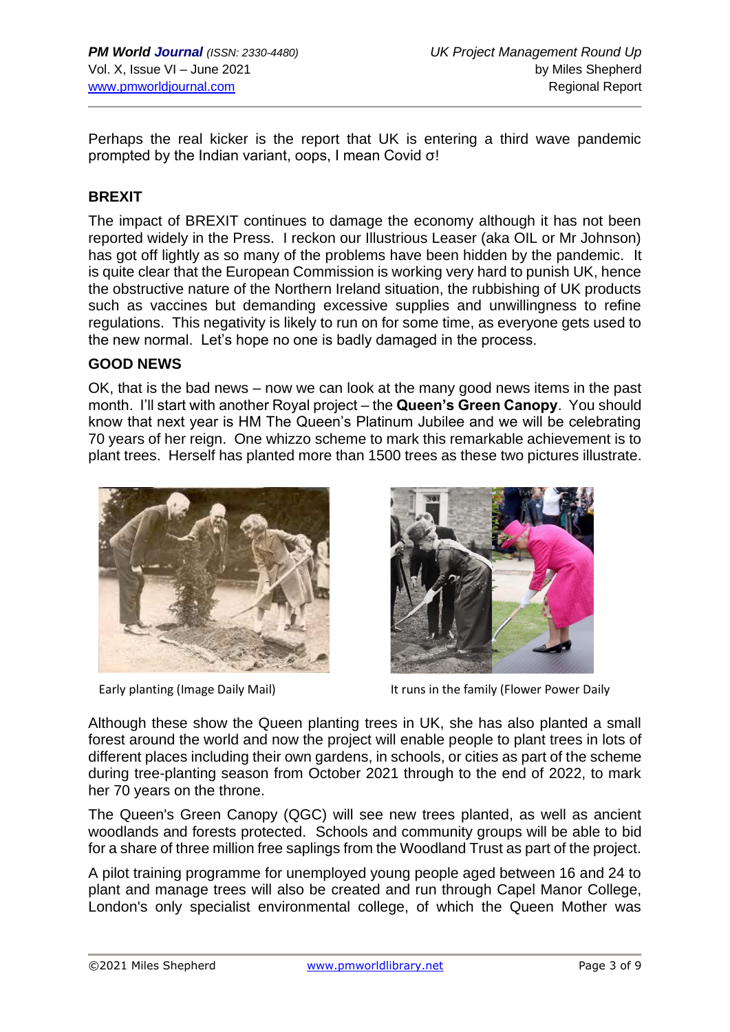Perhaps the real kicker is the report that UK is entering a third wave pandemic prompted by the Indian variant, oops, I mean Covid σ!

**BREXIT**

The impact of BREXIT continues to damage the economy although it has not been reported widely in the Press. I reckon our Illustrious Leaser (aka OIL or Mr Johnson) has got off lightly as so many of the problems have been hidden by the pandemic. It is quite clear that the European Commission is working very hard to punish UK, hence the obstructive nature of the Northern Ireland situation, the rubbishing of UK products such as vaccines but demanding excessive supplies and unwillingness to refine regulations. This negativity is likely to run on for some time, as everyone gets used to the new normal. Let's hope no one is badly damaged in the process.

**GOOD NEWS**

OK, that is the bad news – now we can look at the many good news items in the past month. I'll start with another Royal project – the **Queen's Green Canopy**. You should know that next year is HM The Queen's Platinum Jubilee and we will be celebrating 70 years of her reign. One whizzo scheme to mark this remarkable achievement is to plant trees. Herself has planted more than 1500 trees as these two pictures illustrate.

Early planting (Image Daily Mail)

It runs in the family (Flower Power Daily

Although these show the Queen planting trees in UK, she has also planted a small forest around the world and now the project will enable people to plant trees in lots of different places including their own gardens, in schools, or cities as part of the scheme during tree-planting season from October 2021 through to the end of 2022, to mark her 70 years on the throne.

The Queen's Green Canopy (QGC) will see new trees planted, as well as ancient woodlands and forests protected. Schools and community groups will be able to bid for a share of three million free saplings from the Woodland Trust as part of the project.

A pilot training programme for unemployed young people aged between 16 and 24 to plant and manage trees will also be created and run through Capel Manor College, London's only specialist environmental college, of which the Queen Mother was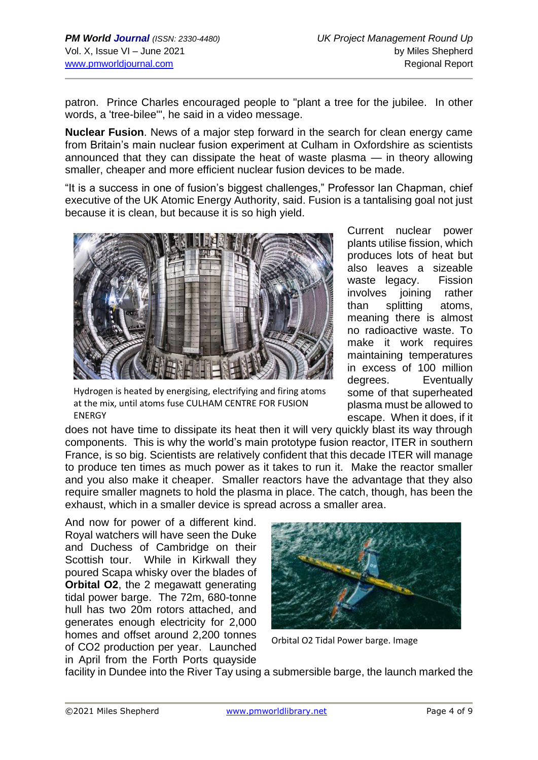patron. Prince Charles encouraged people to "plant a tree for the jubilee. In other words, a 'tree-bilee'", he said in a video message.

**Nuclear Fusion**. News of a major step forward in the search for clean energy came from Britain's main nuclear fusion experiment at Culham in Oxfordshire as scientists announced that they can dissipate the heat of waste plasma — in theory allowing smaller, cheaper and more efficient nuclear fusion devices to be made.

"It is a success in one of fusion's biggest challenges," Professor Ian Chapman, chief executive of the UK Atomic Energy Authority, said. Fusion is a tantalising goal not just because it is clean, but because it is so high yield.

Hydrogen is heated by energising, electrifying and firing atoms at the mix, until atoms fuse CULHAM CENTRE FOR FUSION ENERGY

Current nuclear power plants utilise fission, which produces lots of heat but also leaves a sizeable waste legacy. Fission involves joining rather than splitting atoms, meaning there is almost no radioactive waste. To make it work requires maintaining temperatures in excess of 100 million degrees. Eventually some of that superheated plasma must be allowed to escape. When it does, if it does not have time to dissipate its heat then it will very quickly blast its way through components. This is why the world's main prototype fusion reactor, ITER in southern France, is so big. Scientists are relatively confident that this decade ITER will manage to produce ten times as much power as it takes to run it. Make the reactor smaller and you also make it cheaper. Smaller reactors have the advantage that they also require smaller magnets to hold the plasma in place. The catch, though, has been the exhaust, which in a smaller device is spread across a smaller area.

And now for power of a different kind. Royal watchers will have seen the Duke and Duchess of Cambridge on their Scottish tour. While in Kirkwall they poured Scapa whisky over the blades of **Orbital O2**, the 2 megawatt generating tidal power barge. The 72m, 680-tonne hull has two 20m rotors attached, and generates enough electricity for 2,000 homes and offset around 2,200 tonnes of CO2 production per year. Launched in April from the Forth Ports quayside facility in Dundee into the River Tay using a submersible barge, the launch marked the

Orbital O2 Tidal Power barge. Image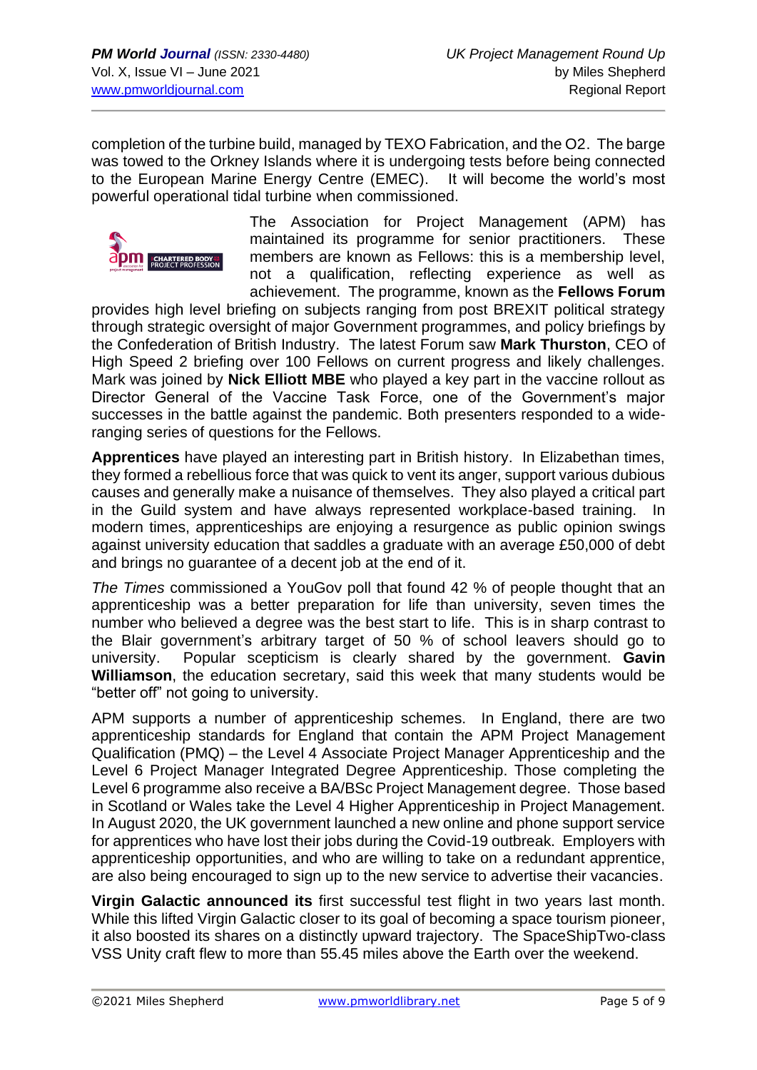completion of the turbine build, managed by TEXO Fabrication, and the O2. The barge was towed to the Orkney Islands where it is undergoing tests before being connected to the European Marine Energy Centre (EMEC). It will become the world's most powerful operational tidal turbine when commissioned.

The Association for Project Management (APM) has maintained its programme for senior practitioners. These members are known as Fellows: this is a membership level, not a qualification, reflecting experience as well as achievement. The programme, known as the **Fellows Forum** provides high level briefing on subjects ranging from post BREXIT political strategy through strategic oversight of major Government programmes, and policy briefings by the Confederation of British Industry. The latest Forum saw **Mark Thurston**, CEO of High Speed 2 briefing over 100 Fellows on current progress and likely challenges. Mark was joined by **Nick Elliott MBE** who played a key part in the vaccine rollout as Director General of the Vaccine Task Force, one of the Government's major successes in the battle against the pandemic. Both presenters responded to a wide-ranging series of questions for the Fellows.

**Apprentices** have played an interesting part in British history. In Elizabethan times, they formed a rebellious force that was quick to vent its anger, support various dubious causes and generally make a nuisance of themselves. They also played a critical part in the Guild system and have always represented workplace-based training. In modern times, apprenticeships are enjoying a resurgence as public opinion swings against university education that saddles a graduate with an average £50,000 of debt and brings no guarantee of a decent job at the end of it.

*The Times* commissioned a YouGov poll that found 42 % of people thought that an apprenticeship was a better preparation for life than university, seven times the number who believed a degree was the best start to life. This is in sharp contrast to the Blair government's arbitrary target of 50 % of school leavers should go to university. Popular scepticism is clearly shared by the government. **Gavin Williamson**, the education secretary, said this week that many students would be "better off" not going to university.

APM supports a number of apprenticeship schemes. In England, there are two apprenticeship standards for England that contain the APM Project Management Qualification (PMQ) – the Level 4 Associate Project Manager Apprenticeship and the Level 6 Project Manager Integrated Degree Apprenticeship. Those completing the Level 6 programme also receive a BA/BSc Project Management degree. Those based in Scotland or Wales take the Level 4 Higher Apprenticeship in Project Management. In August 2020, the UK government launched a new online and phone support service for apprentices who have lost their jobs during the Covid-19 outbreak. Employers with apprenticeship opportunities, and who are willing to take on a redundant apprentice, are also being encouraged to sign up to the new service to advertise their vacancies.

**Virgin Galactic announced its** first successful test flight in two years last month. While this lifted Virgin Galactic closer to its goal of becoming a space tourism pioneer, it also boosted its shares on a distinctly upward trajectory. The SpaceShipTwo-class VSS Unity craft flew to more than 55.45 miles above the Earth over the weekend.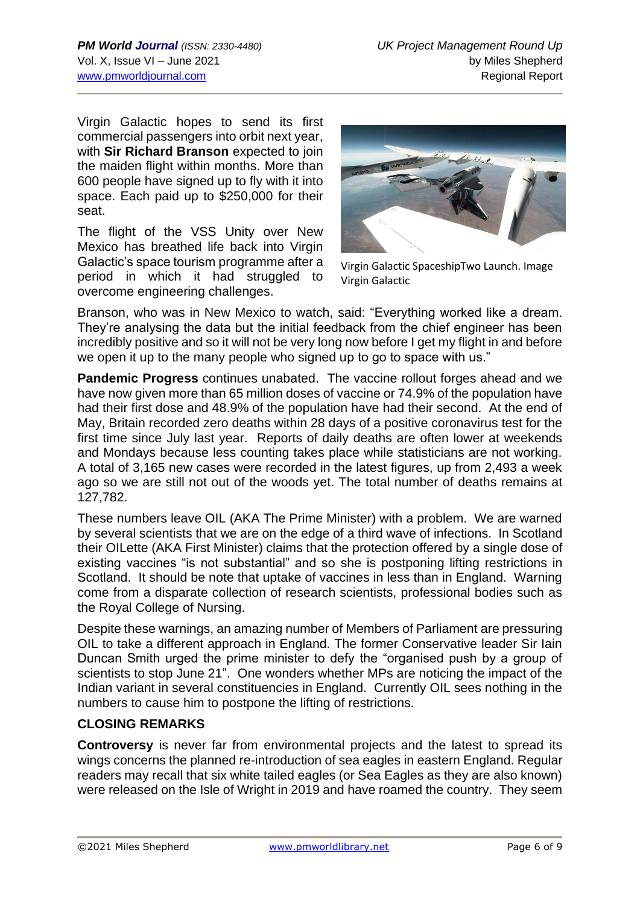Virgin Galactic hopes to send its first commercial passengers into orbit next year, with **Sir Richard Branson** expected to join the maiden flight within months. More than 600 people have signed up to fly with it into space. Each paid up to $250,000 for their seat.

The flight of the VSS Unity over New Mexico has breathed life back into Virgin Galactic's space tourism programme after a period in which it had struggled to overcome engineering challenges.

Virgin Galactic SpaceshipTwo Launch. Image Virgin Galactic

Branson, who was in New Mexico to watch, said: "Everything worked like a dream. They're analysing the data but the initial feedback from the chief engineer has been incredibly positive and so it will not be very long now before I get my flight in and before we open it up to the many people who signed up to go to space with us."

**Pandemic Progress** continues unabated. The vaccine rollout forges ahead and we have now given more than 65 million doses of vaccine or 74.9% of the population have had their first dose and 48.9% of the population have had their second. At the end of May, Britain recorded zero deaths within 28 days of a positive coronavirus test for the first time since July last year. Reports of daily deaths are often lower at weekends and Mondays because less counting takes place while statisticians are not working. A total of 3,165 new cases were recorded in the latest figures, up from 2,493 a week ago so we are still not out of the woods yet. The total number of deaths remains at 127,782.

These numbers leave OIL (AKA The Prime Minister) with a problem. We are warned by several scientists that we are on the edge of a third wave of infections. In Scotland their OILette (AKA First Minister) claims that the protection offered by a single dose of existing vaccines "is not substantial" and so she is postponing lifting restrictions in Scotland. It should be note that uptake of vaccines in less than in England. Warning come from a disparate collection of research scientists, professional bodies such as the Royal College of Nursing.

Despite these warnings, an amazing number of Members of Parliament are pressuring OIL to take a different approach in England. The former Conservative leader Sir Iain Duncan Smith urged the prime minister to defy the "organised push by a group of scientists to stop June 21". One wonders whether MPs are noticing the impact of the Indian variant in several constituencies in England. Currently OIL sees nothing in the numbers to cause him to postpone the lifting of restrictions.

## CLOSING REMARKS

**Controversy** is never far from environmental projects and the latest to spread its wings concerns the planned re-introduction of sea eagles in eastern England. Regular readers may recall that six white tailed eagles (or Sea Eagles as they are also known) were released on the Isle of Wright in 2019 and have roamed the country. They seem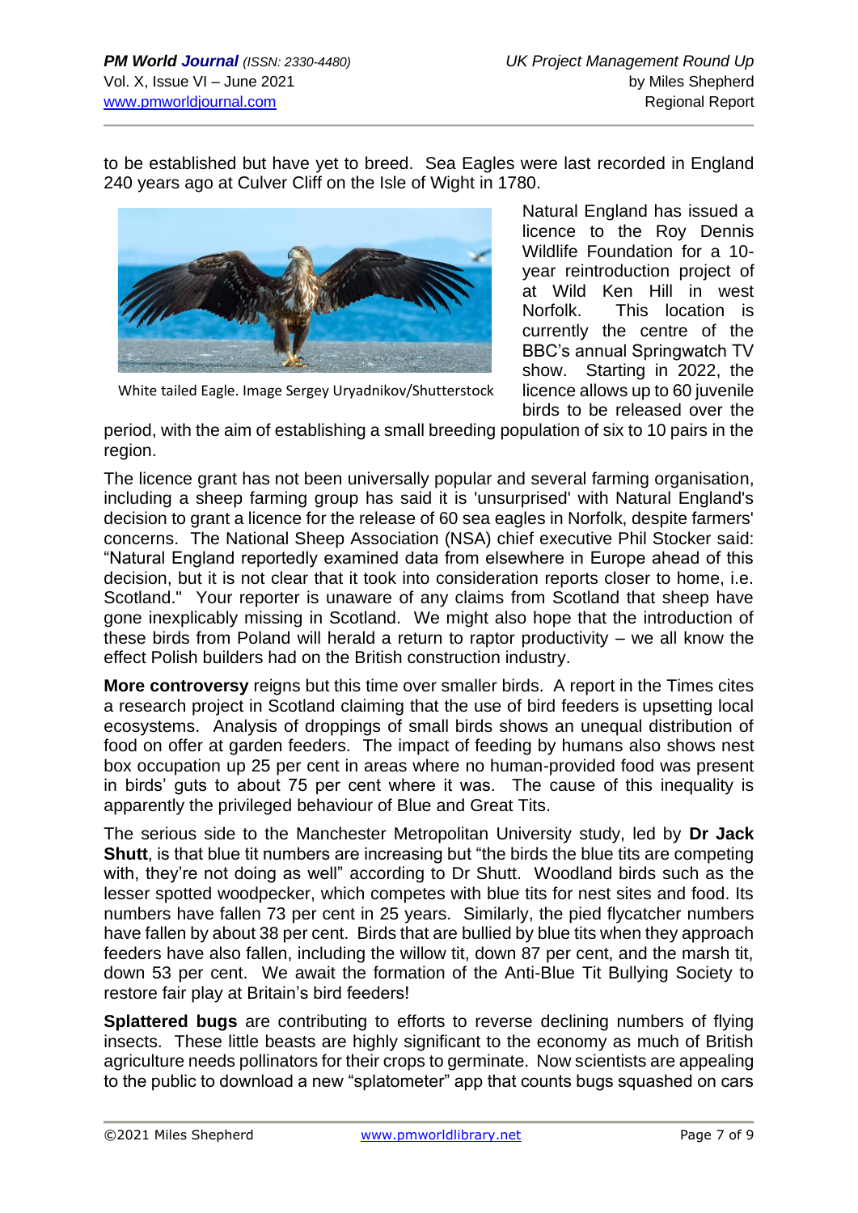to be established but have yet to breed. Sea Eagles were last recorded in England 240 years ago at Culver Cliff on the Isle of Wight in 1780.

White tailed Eagle. Image Sergey Uryadnikov/Shutterstock

Natural England has issued a licence to the Roy Dennis Wildlife Foundation for a 10-year reintroduction project of at Wild Ken Hill in west Norfolk. This location is currently the centre of the BBC's annual Springwatch TV show. Starting in 2022, the licence allows up to 60 juvenile birds to be released over the period, with the aim of establishing a small breeding population of six to 10 pairs in the region.

The licence grant has not been universally popular and several farming organisation, including a sheep farming group has said it is 'unsurprised' with Natural England's decision to grant a licence for the release of 60 sea eagles in Norfolk, despite farmers' concerns. The National Sheep Association (NSA) chief executive Phil Stocker said: "Natural England reportedly examined data from elsewhere in Europe ahead of this decision, but it is not clear that it took into consideration reports closer to home, i.e. Scotland." Your reporter is unaware of any claims from Scotland that sheep have gone inexplicably missing in Scotland. We might also hope that the introduction of these birds from Poland will herald a return to raptor productivity – we all know the effect Polish builders had on the British construction industry.

**More controversy** reigns but this time over smaller birds. A report in the Times cites a research project in Scotland claiming that the use of bird feeders is upsetting local ecosystems. Analysis of droppings of small birds shows an unequal distribution of food on offer at garden feeders. The impact of feeding by humans also shows nest box occupation up 25 per cent in areas where no human-provided food was present in birds' guts to about 75 per cent where it was. The cause of this inequality is apparently the privileged behaviour of Blue and Great Tits.

The serious side to the Manchester Metropolitan University study, led by **Dr Jack Shutt**, is that blue tit numbers are increasing but "the birds the blue tits are competing with, they're not doing as well" according to Dr Shutt. Woodland birds such as the lesser spotted woodpecker, which competes with blue tits for nest sites and food. Its numbers have fallen 73 per cent in 25 years. Similarly, the pied flycatcher numbers have fallen by about 38 per cent. Birds that are bullied by blue tits when they approach feeders have also fallen, including the willow tit, down 87 per cent, and the marsh tit, down 53 per cent. We await the formation of the Anti-Blue Tit Bullying Society to restore fair play at Britain's bird feeders!

**Splattered bugs** are contributing to efforts to reverse declining numbers of flying insects. These little beasts are highly significant to the economy as much of British agriculture needs pollinators for their crops to germinate. Now scientists are appealing to the public to download a new "splatometer" app that counts bugs squashed on cars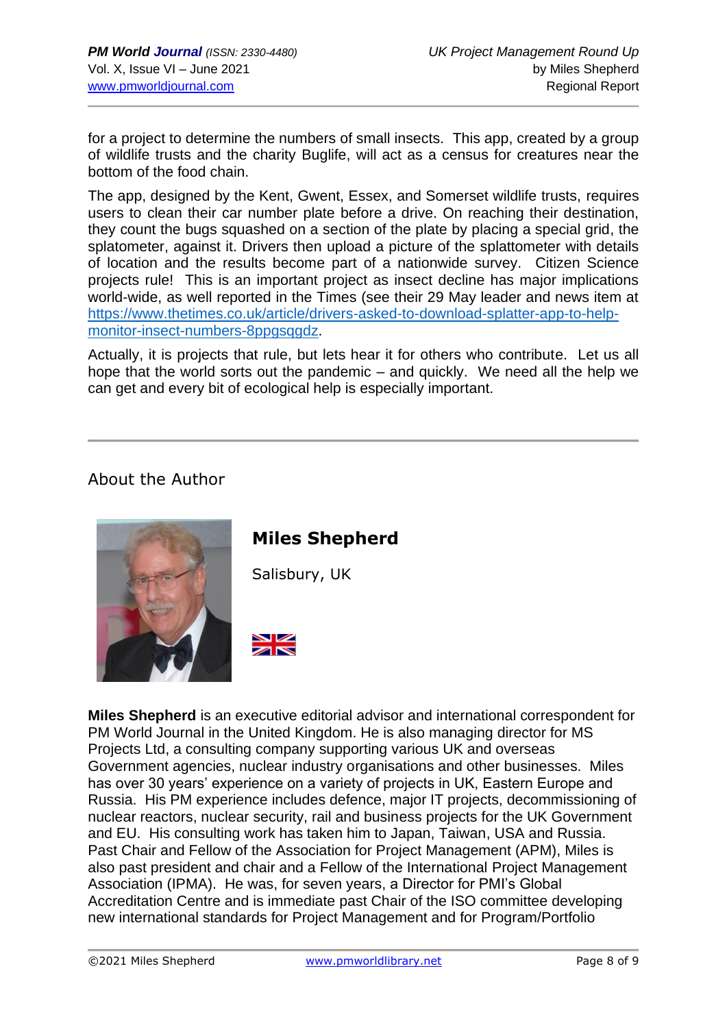for a project to determine the numbers of small insects. This app, created by a group of wildlife trusts and the charity Buglife, will act as a census for creatures near the bottom of the food chain.

The app, designed by the Kent, Gwent, Essex, and Somerset wildlife trusts, requires users to clean their car number plate before a drive. On reaching their destination, they count the bugs squashed on a section of the plate by placing a special grid, the splatometer, against it. Drivers then upload a picture of the splattometer with details of location and the results become part of a nationwide survey. Citizen Science projects rule! This is an important project as insect decline has major implications world-wide, as well reported in the Times (see their 29 May leader and news item at https://www.thetimes.co.uk/article/drivers-asked-to-download-splatter-app-to-help-monitor-insect-numbers-8ppgsqgdz.

Actually, it is projects that rule, but lets hear it for others who contribute. Let us all hope that the world sorts out the pandemic – and quickly. We need all the help we can get and every bit of ecological help is especially important.

---

## About the Author

### Miles Shepherd

Salisbury, UK

**Miles Shepherd** is an executive editorial advisor and international correspondent for PM World Journal in the United Kingdom. He is also managing director for MS Projects Ltd, a consulting company supporting various UK and overseas Government agencies, nuclear industry organisations and other businesses. Miles has over 30 years' experience on a variety of projects in UK, Eastern Europe and Russia. His PM experience includes defence, major IT projects, decommissioning of nuclear reactors, nuclear security, rail and business projects for the UK Government and EU. His consulting work has taken him to Japan, Taiwan, USA and Russia. Past Chair and Fellow of the Association for Project Management (APM), Miles is also past president and chair and a Fellow of the International Project Management Association (IPMA). He was, for seven years, a Director for PMI's Global Accreditation Centre and is immediate past Chair of the ISO committee developing new international standards for Project Management and for Program/Portfolio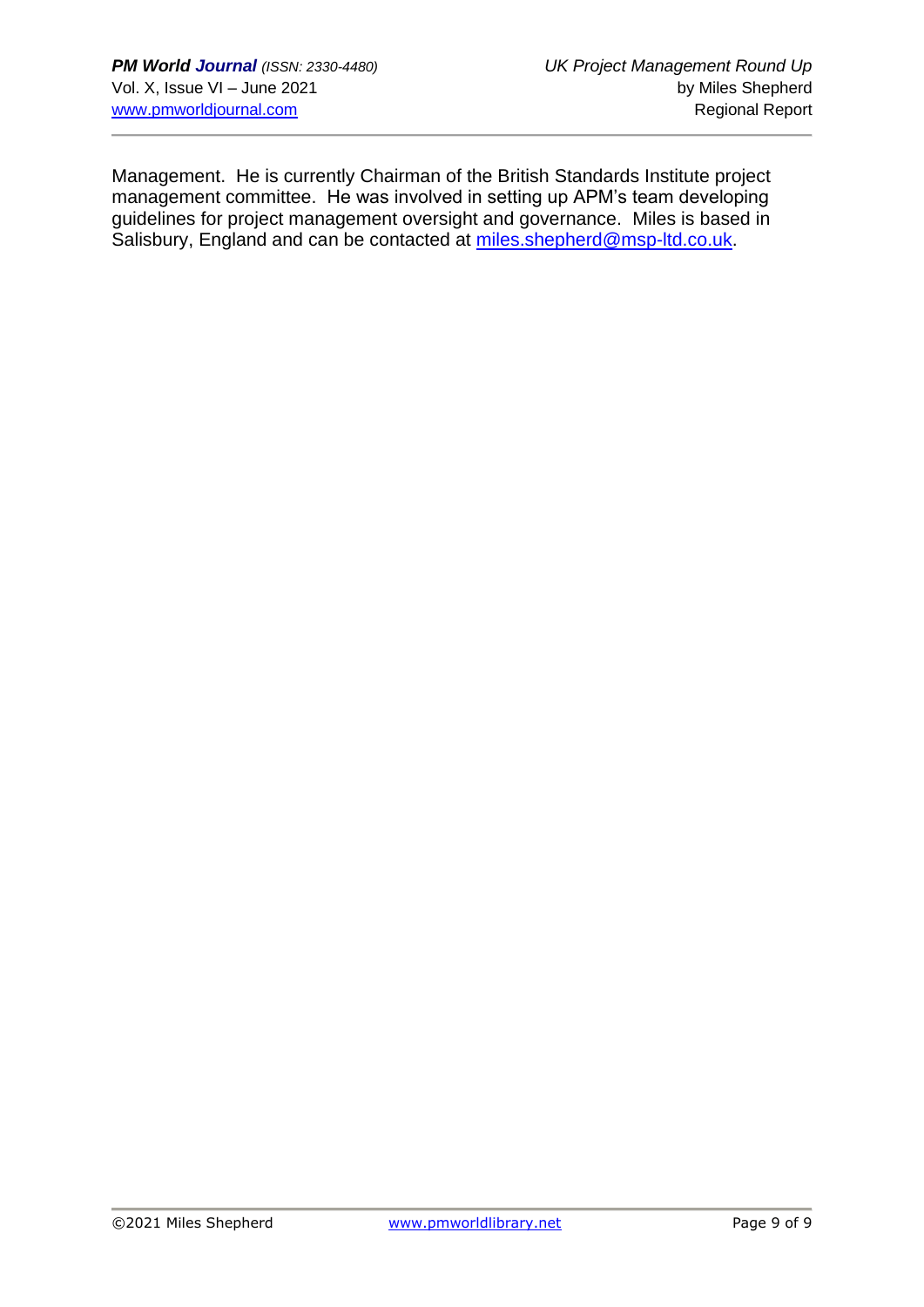Management. He is currently Chairman of the British Standards Institute project management committee. He was involved in setting up APM's team developing guidelines for project management oversight and governance. Miles is based in Salisbury, England and can be contacted at miles.shepherd@msp-ltd.co.uk.